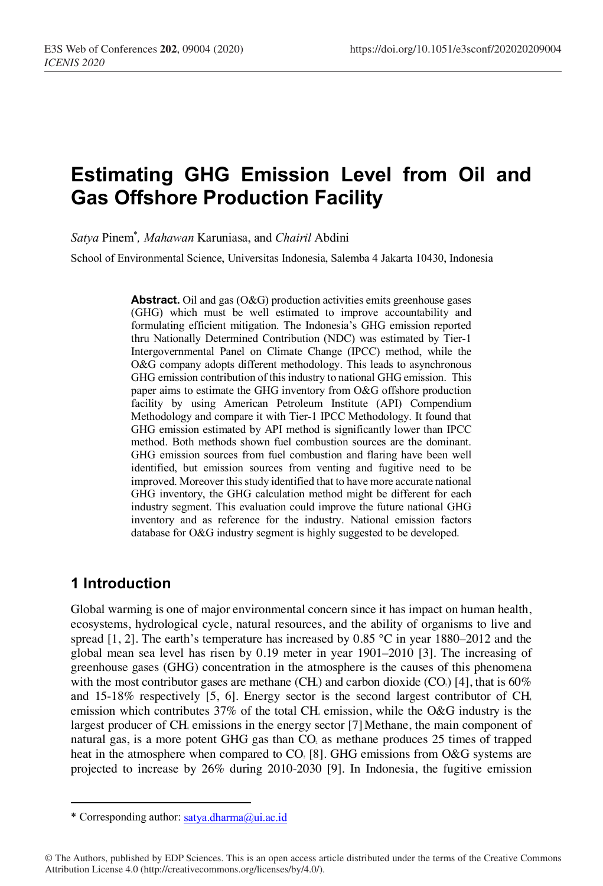# Estimating GHG Emission Level from Oil and Gas Offshore Production Facility

*Satya* Pinem*, *Mahawan* Karuniasa, and *Chairil* Abdini

School of Environmental Science, Universitas Indonesia, Salemba 4 Jakarta 10430, Indonesia

**Abstract.** Oil and gas (O&G) production activities emits greenhouse gases (GHG) which must be well estimated to improve accountability and formulating efficient mitigation. The Indonesia's GHG emission reported thru Nationally Determined Contribution (NDC) was estimated by Tier-1 Intergovernmental Panel on Climate Change (IPCC) method, while the O&G company adopts different methodology. This leads to asynchronous GHG emission contribution of this industry to national GHG emission. This paper aims to estimate the GHG inventory from O&G offshore production facility by using American Petroleum Institute (API) Compendium Methodology and compare it with Tier-1 IPCC Methodology. It found that GHG emission estimated by API method is significantly lower than IPCC method. Both methods shown fuel combustion sources are the dominant. GHG emission sources from fuel combustion and flaring have been well identified, but emission sources from venting and fugitive need to be improved. Moreover this study identified that to have more accurate national GHG inventory, the GHG calculation method might be different for each industry segment. This evaluation could improve the future national GHG inventory and as reference for the industry. National emission factors database for O&G industry segment is highly suggested to be developed.

## 1 Introduction

Global warming is one of major environmental concern since it has impact on human health, ecosystems, hydrological cycle, natural resources, and the ability of organisms to live and spread [1, 2]. The earth's temperature has increased by 0.85 °C in year 1880–2012 and the global mean sea level has risen by 0.19 meter in year 1901–2010 [3]. The increasing of greenhouse gases (GHG) concentration in the atmosphere is the causes of this phenomena with the most contributor gases are methane ($CH_4$) and carbon dioxide ($CO_2$) [4], that is 60% and 15-18% respectively [5, 6]. Energy sector is the second largest contributor of $CH_4$ emission which contributes 37% of the total $CH_4$ emission, while the O&G industry is the largest producer of $CH_4$ emissions in the energy sector [7] Methane, the main component of natural gas, is a more potent GHG gas than $CO_2$ as methane produces 25 times of trapped heat in the atmosphere when compared to $CO_2$ [8]. GHG emissions from O&G systems are projected to increase by 26% during 2010-2030 [9]. In Indonesia, the fugitive emission

* Corresponding author: satya.dharma@ui.ac.id

© The Authors, published by EDP Sciences. This is an open access article distributed under the terms of the Creative Commons Attribution License 4.0 (http://creativecommons.org/licenses/by/4.0/).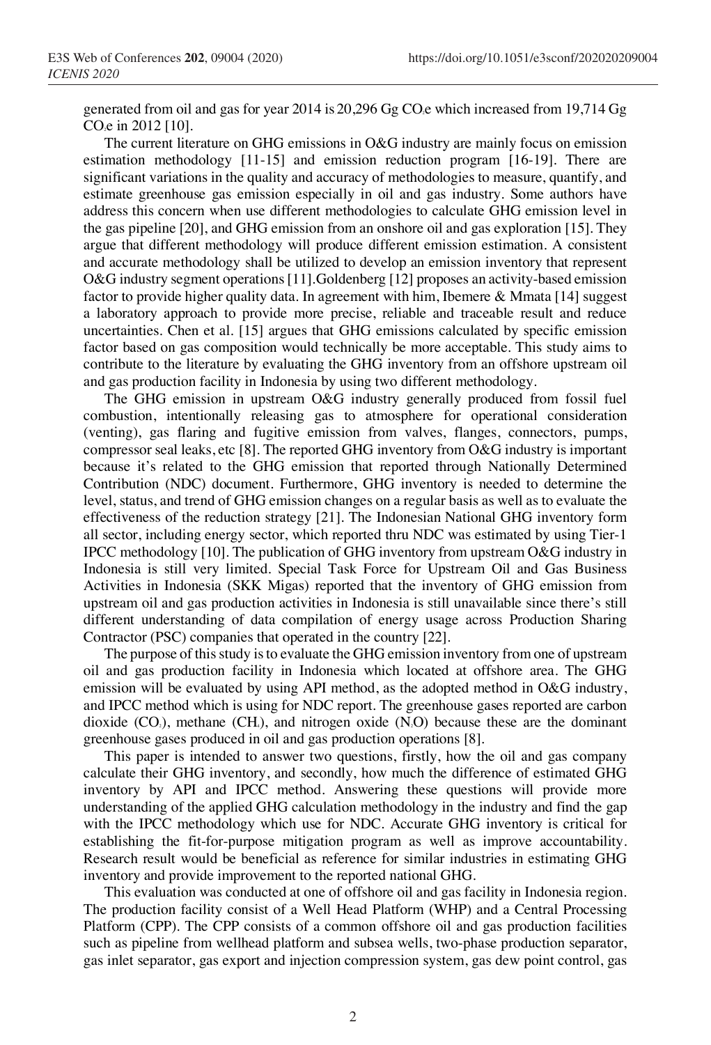generated from oil and gas for year 2014 is 20,296 Gg $CO_2e$ which increased from 19,714 Gg $CO_2e$ in 2012 [10].

The current literature on GHG emissions in O&G industry are mainly focus on emission estimation methodology [11-15] and emission reduction program [16-19]. There are significant variations in the quality and accuracy of methodologies to measure, quantify, and estimate greenhouse gas emission especially in oil and gas industry. Some authors have address this concern when use different methodologies to calculate GHG emission level in the gas pipeline [20], and GHG emission from an onshore oil and gas exploration [15]. They argue that different methodology will produce different emission estimation. A consistent and accurate methodology shall be utilized to develop an emission inventory that represent O&G industry segment operations [11].Goldenberg [12] proposes an activity-based emission factor to provide higher quality data. In agreement with him, Ibemere & Mmata [14] suggest a laboratory approach to provide more precise, reliable and traceable result and reduce uncertainties. Chen et al. [15] argues that GHG emissions calculated by specific emission factor based on gas composition would technically be more acceptable. This study aims to contribute to the literature by evaluating the GHG inventory from an offshore upstream oil and gas production facility in Indonesia by using two different methodology.

The GHG emission in upstream O&G industry generally produced from fossil fuel combustion, intentionally releasing gas to atmosphere for operational consideration (venting), gas flaring and fugitive emission from valves, flanges, connectors, pumps, compressor seal leaks, etc [8]. The reported GHG inventory from O&G industry is important because it's related to the GHG emission that reported through Nationally Determined Contribution (NDC) document. Furthermore, GHG inventory is needed to determine the level, status, and trend of GHG emission changes on a regular basis as well as to evaluate the effectiveness of the reduction strategy [21]. The Indonesian National GHG inventory form all sector, including energy sector, which reported thru NDC was estimated by using Tier-1 IPCC methodology [10]. The publication of GHG inventory from upstream O&G industry in Indonesia is still very limited. Special Task Force for Upstream Oil and Gas Business Activities in Indonesia (SKK Migas) reported that the inventory of GHG emission from upstream oil and gas production activities in Indonesia is still unavailable since there's still different understanding of data compilation of energy usage across Production Sharing Contractor (PSC) companies that operated in the country [22].

The purpose of this study is to evaluate the GHG emission inventory from one of upstream oil and gas production facility in Indonesia which located at offshore area. The GHG emission will be evaluated by using API method, as the adopted method in O&G industry, and IPCC method which is using for NDC report. The greenhouse gases reported are carbon dioxide ($CO_2$), methane ($CH_4$), and nitrogen oxide ($N_2O$) because these are the dominant greenhouse gases produced in oil and gas production operations [8].

This paper is intended to answer two questions, firstly, how the oil and gas company calculate their GHG inventory, and secondly, how much the difference of estimated GHG inventory by API and IPCC method. Answering these questions will provide more understanding of the applied GHG calculation methodology in the industry and find the gap with the IPCC methodology which use for NDC. Accurate GHG inventory is critical for establishing the fit-for-purpose mitigation program as well as improve accountability. Research result would be beneficial as reference for similar industries in estimating GHG inventory and provide improvement to the reported national GHG.

This evaluation was conducted at one of offshore oil and gas facility in Indonesia region. The production facility consist of a Well Head Platform (WHP) and a Central Processing Platform (CPP). The CPP consists of a common offshore oil and gas production facilities such as pipeline from wellhead platform and subsea wells, two-phase production separator, gas inlet separator, gas export and injection compression system, gas dew point control, gas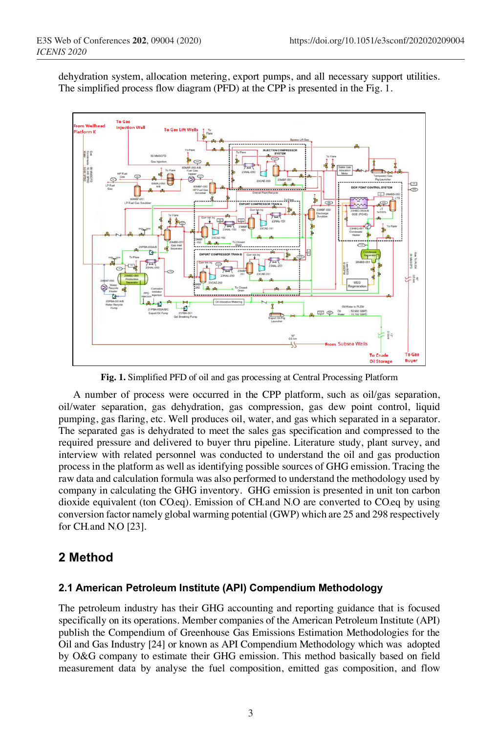dehydration system, allocation metering, export pumps, and all necessary support utilities. The simplified process flow diagram (PFD) at the CPP is presented in the Fig. 1.

**Fig. 1.** Simplified PFD of oil and gas processing at Central Processing Platform

A number of process were occurred in the CPP platform, such as oil/gas separation, oil/water separation, gas dehydration, gas compression, gas dew point control, liquid pumping, gas flaring, etc. Well produces oil, water, and gas which separated in a separator. The separated gas is dehydrated to meet the sales gas specification and compressed to the required pressure and delivered to buyer thru pipeline. Literature study, plant survey, and interview with related personnel was conducted to understand the oil and gas production process in the platform as well as identifying possible sources of GHG emission. Tracing the raw data and calculation formula was also performed to understand the methodology used by company in calculating the GHG inventory. GHG emission is presented in unit ton carbon dioxide equivalent (ton $CO_2$eq). Emission of $CH_4$ and $N_2O$ are converted to $CO_2$eq by using conversion factor namely global warming potential (GWP) which are 25 and 298 respectively for $CH_4$ and $N_2O$ [23].

## 2 Method

### 2.1 American Petroleum Institute (API) Compendium Methodology

The petroleum industry has their GHG accounting and reporting guidance that is focused specifically on its operations. Member companies of the American Petroleum Institute (API) publish the Compendium of Greenhouse Gas Emissions Estimation Methodologies for the Oil and Gas Industry [24] or known as API Compendium Methodology which was adopted by O&G company to estimate their GHG emission. This method basically based on field measurement data by analyse the fuel composition, emitted gas composition, and flow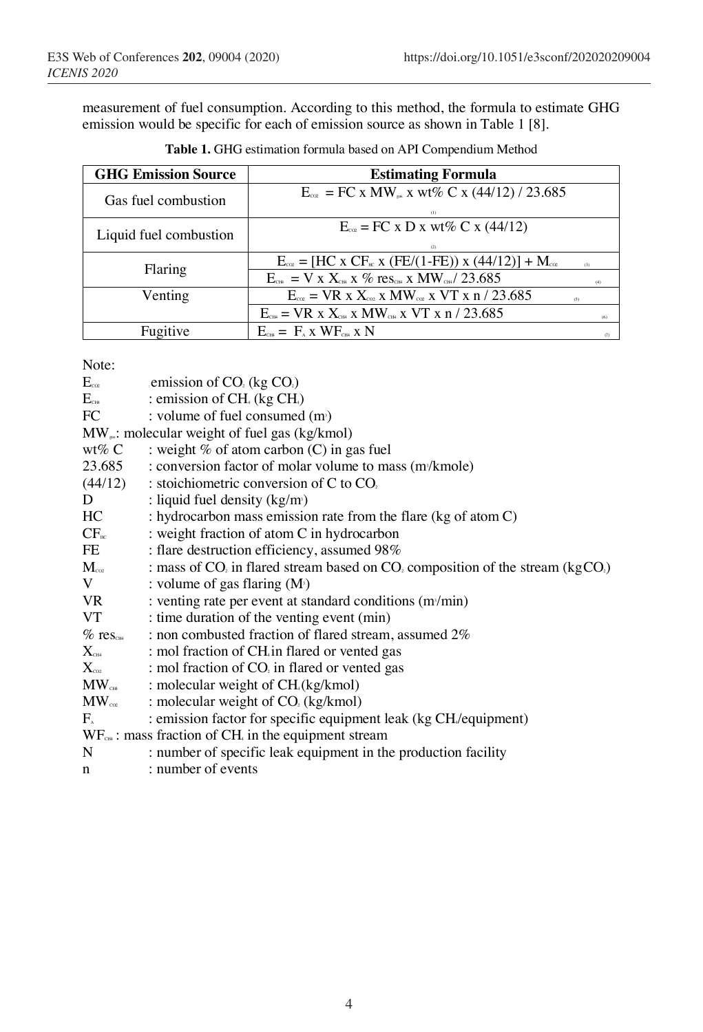measurement of fuel consumption. According to this method, the formula to estimate GHG emission would be specific for each of emission source as shown in Table 1 [8].

**Table 1.** GHG estimation formula based on API Compendium Method

| GHG Emission Source | Estimating Formula |
|---|---|
| Gas fuel combustion | $E_{CO2} = FC \times MW_{gas} \times wt\%\ C \times (44/12) / 23.685$ (1) |
| Liquid fuel combustion | $E_{CO2} = FC \times D \times wt\%\ C \times (44/12)$ (2) |
| Flaring | $E_{CO2} = [HC \times CF_{HC} \times (FE/(1-FE)) \times (44/12)] + M_{CO2}$ (3) |
| | $E_{CH4} = V \times X_{CH4} \times \%\ res_{CH4} \times MW_{CH4} / 23.685$ (4) |
| Venting | $E_{CO2} = VR \times X_{CO2} \times MW_{CO2} \times VT \times n / 23.685$ (5) |
| | $E_{CH4} = VR \times X_{CH4} \times MW_{CH4} \times VT \times n / 23.685$ (6) |
| Fugitive | $E_{CH4} = F_A \times WF_{CH4} \times N$ (7) |

Note:

$E_{CO2}$ : emission of $CO_2$ (kg $CO_2$)
$E_{CH4}$ : emission of $CH_4$ (kg $CH_4$)
FC : volume of fuel consumed ($m^3$)
$MW_{gas}$: molecular weight of fuel gas (kg/kmol)
wt% C : weight % of atom carbon (C) in gas fuel
23.685 : conversion factor of molar volume to mass ($m^3$/kmole)
(44/12) : stoichiometric conversion of C to $CO_2$
D : liquid fuel density (kg/$m^3$)
HC : hydrocarbon mass emission rate from the flare (kg of atom C)
$CF_{HC}$ : weight fraction of atom C in hydrocarbon
FE : flare destruction efficiency, assumed 98%
$M_{CO2}$ : mass of $CO_2$ in flared stream based on $CO_2$ composition of the stream (kg$CO_2$)
V : volume of gas flaring ($M^3$)
VR : venting rate per event at standard conditions ($m^3$/min)
VT : time duration of the venting event (min)
% $res_{CH4}$ : non combusted fraction of flared stream, assumed 2%
$X_{CH4}$ : mol fraction of $CH_4$ in flared or vented gas
$X_{CO2}$ : mol fraction of $CO_2$ in flared or vented gas
$MW_{CH4}$ : molecular weight of $CH_4$ (kg/kmol)
$MW_{CO2}$ : molecular weight of $CO_2$ (kg/kmol)
$F_A$ : emission factor for specific equipment leak (kg $CH_4$/equipment)
$WF_{CH4}$ : mass fraction of $CH_4$ in the equipment stream
N : number of specific leak equipment in the production facility
n : number of events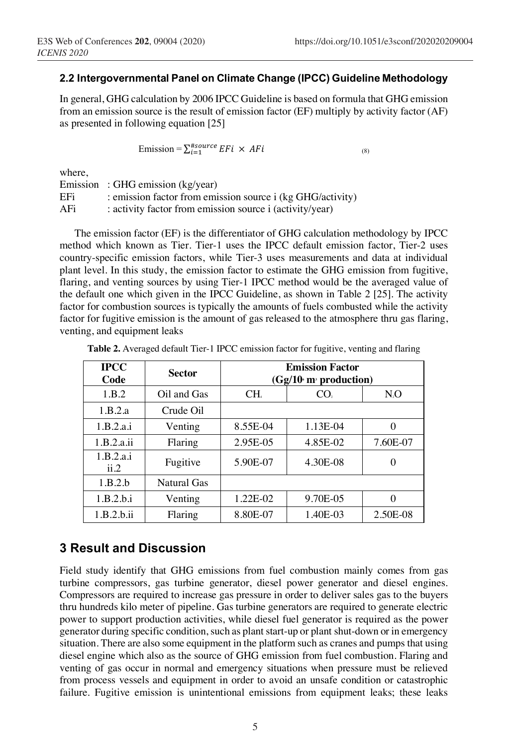### 2.2 Intergovernmental Panel on Climate Change (IPCC) Guideline Methodology

In general, GHG calculation by 2006 IPCC Guideline is based on formula that GHG emission from an emission source is the result of emission factor (EF) multiply by activity factor (AF) as presented in following equation [25]

$$\text{Emission} = \sum_{i=1}^{\#source} EFi \times AFi \tag{8}$$

where,

Emission : GHG emission (kg/year)
EFi : emission factor from emission source i (kg GHG/activity)
AFi : activity factor from emission source i (activity/year)

The emission factor (EF) is the differentiator of GHG calculation methodology by IPCC method which known as Tier. Tier-1 uses the IPCC default emission factor, Tier-2 uses country-specific emission factors, while Tier-3 uses measurements and data at individual plant level. In this study, the emission factor to estimate the GHG emission from fugitive, flaring, and venting sources by using Tier-1 IPCC method would be the averaged value of the default one which given in the IPCC Guideline, as shown in Table 2 [25]. The activity factor for combustion sources is typically the amounts of fuels combusted while the activity factor for fugitive emission is the amount of gas released to the atmosphere thru gas flaring, venting, and equipment leaks

**Table 2.** Averaged default Tier-1 IPCC emission factor for fugitive, venting and flaring

| IPCC Code | Sector | Emission Factor ($Gg/10^6$ $m^3$ production) | | |
|---|---|---|---|---|
| 1.B.2 | Oil and Gas | $CH_4$ | $CO_2$ | $N_2O$ |
| 1.B.2.a | Crude Oil | | | |
| 1.B.2.a.i | Venting | 8.55E-04 | 1.13E-04 | 0 |
| 1.B.2.a.ii | Flaring | 2.95E-05 | 4.85E-02 | 7.60E-07 |
| 1.B.2.a.iii.2 | Fugitive | 5.90E-07 | 4.30E-08 | 0 |
| 1.B.2.b | Natural Gas | | | |
| 1.B.2.b.i | Venting | 1.22E-02 | 9.70E-05 | 0 |
| 1.B.2.b.ii | Flaring | 8.80E-07 | 1.40E-03 | 2.50E-08 |

## 3 Result and Discussion

Field study identify that GHG emissions from fuel combustion mainly comes from gas turbine compressors, gas turbine generator, diesel power generator and diesel engines. Compressors are required to increase gas pressure in order to deliver sales gas to the buyers thru hundreds kilo meter of pipeline. Gas turbine generators are required to generate electric power to support production activities, while diesel fuel generator is required as the power generator during specific condition, such as plant start-up or plant shut-down or in emergency situation. There are also some equipment in the platform such as cranes and pumps that using diesel engine which also as the source of GHG emission from fuel combustion. Flaring and venting of gas occur in normal and emergency situations when pressure must be relieved from process vessels and equipment in order to avoid an unsafe condition or catastrophic failure. Fugitive emission is unintentional emissions from equipment leaks; these leaks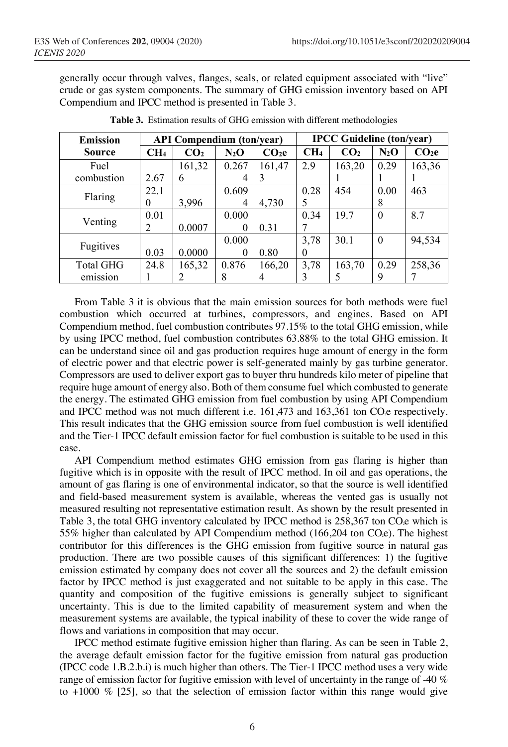generally occur through valves, flanges, seals, or related equipment associated with "live" crude or gas system components. The summary of GHG emission inventory based on API Compendium and IPCC method is presented in Table 3.

**Table 3.** Estimation results of GHG emission with different methodologies

| Emission Source | API Compendium (ton/year) | | | | IPCC Guideline (ton/year) | | | |
|---|---|---|---|---|---|---|---|---|
| | $CH_4$ | $CO_2$ | $N_2O$ | $CO_2e$ | $CH_4$ | $CO_2$ | $N_2O$ | $CO_2e$ |
| Fuel combustion | 2.67 | 161,326 | 0.2674 | 161,473 | 2.9 | 163,201 | 0.291 | 163,361 |
| Flaring | 22.10 | 3,996 | 0.6094 | 4,730 | 0.285 | 454 | 0.008 | 463 |
| Venting | 0.012 | 0.0007 | 0.0000 | 0.31 | 0.347 | 19.7 | 0 | 8.7 |
| Fugitives | 0.03 | 0.0000 | 0.0000 | 0.80 | 3,780 | 30.1 | 0 | 94,534 |
| Total GHG emission | 24.81 | 165,322 | 0.8768 | 166,204 | 3,783 | 163,705 | 0.299 | 258,367 |

From Table 3 it is obvious that the main emission sources for both methods were fuel combustion which occurred at turbines, compressors, and engines. Based on API Compendium method, fuel combustion contributes 97.15% to the total GHG emission, while by using IPCC method, fuel combustion contributes 63.88% to the total GHG emission. It can be understand since oil and gas production requires huge amount of energy in the form of electric power and that electric power is self-generated mainly by gas turbine generator. Compressors are used to deliver export gas to buyer thru hundreds kilo meter of pipeline that require huge amount of energy also. Both of them consume fuel which combusted to generate the energy. The estimated GHG emission from fuel combustion by using API Compendium and IPCC method was not much different i.e. 161,473 and 163,361 ton $CO_2e$ respectively. This result indicates that the GHG emission source from fuel combustion is well identified and the Tier-1 IPCC default emission factor for fuel combustion is suitable to be used in this case.

API Compendium method estimates GHG emission from gas flaring is higher than fugitive which is in opposite with the result of IPCC method. In oil and gas operations, the amount of gas flaring is one of environmental indicator, so that the source is well identified and field-based measurement system is available, whereas the vented gas is usually not measured resulting not representative estimation result. As shown by the result presented in Table 3, the total GHG inventory calculated by IPCC method is 258,367 ton $CO_2e$ which is 55% higher than calculated by API Compendium method (166,204 ton $CO_2e$). The highest contributor for this differences is the GHG emission from fugitive source in natural gas production. There are two possible causes of this significant differences: 1) the fugitive emission estimated by company does not cover all the sources and 2) the default emission factor by IPCC method is just exaggerated and not suitable to be apply in this case. The quantity and composition of the fugitive emissions is generally subject to significant uncertainty. This is due to the limited capability of measurement system and when the measurement systems are available, the typical inability of these to cover the wide range of flows and variations in composition that may occur.

IPCC method estimate fugitive emission higher than flaring. As can be seen in Table 2, the average default emission factor for the fugitive emission from natural gas production (IPCC code 1.B.2.b.i) is much higher than others. The Tier-1 IPCC method uses a very wide range of emission factor for fugitive emission with level of uncertainty in the range of -40 % to +1000 % [25], so that the selection of emission factor within this range would give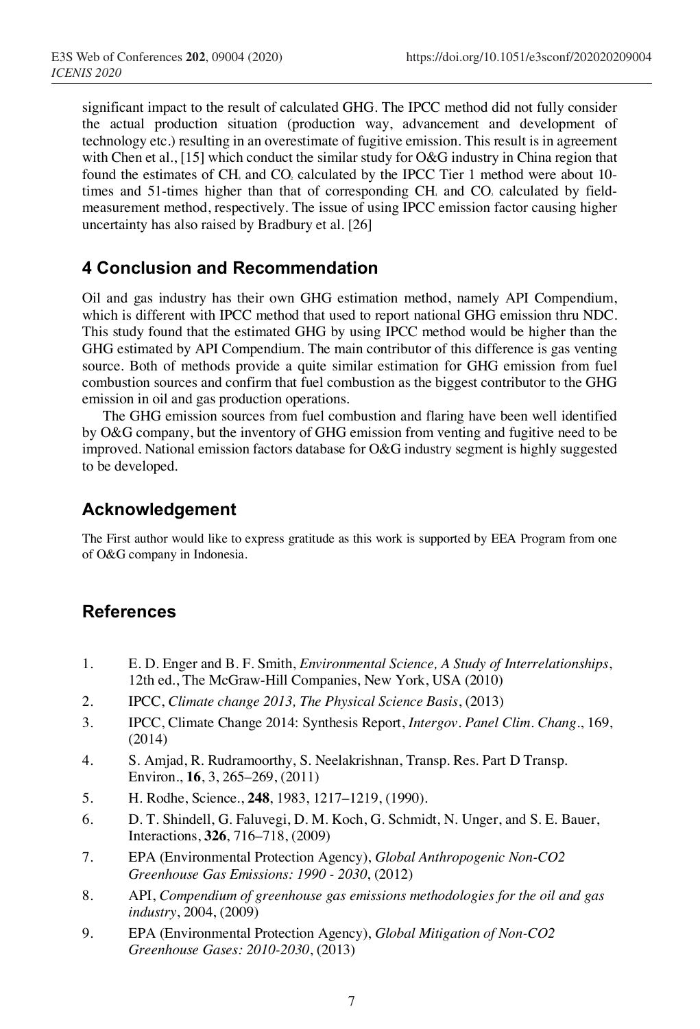significant impact to the result of calculated GHG. The IPCC method did not fully consider the actual production situation (production way, advancement and development of technology etc.) resulting in an overestimate of fugitive emission. This result is in agreement with Chen et al., [15] which conduct the similar study for O&G industry in China region that found the estimates of $CH_4$ and $CO_2$ calculated by the IPCC Tier 1 method were about 10-times and 51-times higher than that of corresponding $CH_4$ and $CO_2$ calculated by field-measurement method, respectively. The issue of using IPCC emission factor causing higher uncertainty has also raised by Bradbury et al. [26]

## 4 Conclusion and Recommendation

Oil and gas industry has their own GHG estimation method, namely API Compendium, which is different with IPCC method that used to report national GHG emission thru NDC. This study found that the estimated GHG by using IPCC method would be higher than the GHG estimated by API Compendium. The main contributor of this difference is gas venting source. Both of methods provide a quite similar estimation for GHG emission from fuel combustion sources and confirm that fuel combustion as the biggest contributor to the GHG emission in oil and gas production operations.

The GHG emission sources from fuel combustion and flaring have been well identified by O&G company, but the inventory of GHG emission from venting and fugitive need to be improved. National emission factors database for O&G industry segment is highly suggested to be developed.

## Acknowledgement

The First author would like to express gratitude as this work is supported by EEA Program from one of O&G company in Indonesia.

## References

1. E. D. Enger and B. F. Smith, *Environmental Science, A Study of Interrelationships*, 12th ed., The McGraw-Hill Companies, New York, USA (2010)
2. IPCC, *Climate change 2013, The Physical Science Basis*, (2013)
3. IPCC, Climate Change 2014: Synthesis Report, *Intergov. Panel Clim. Chang.*, 169, (2014)
4. S. Amjad, R. Rudramoorthy, S. Neelakrishnan, Transp. Res. Part D Transp. Environ., **16**, 3, 265–269, (2011)
5. H. Rodhe, Science., **248**, 1983, 1217–1219, (1990).
6. D. T. Shindell, G. Faluvegi, D. M. Koch, G. Schmidt, N. Unger, and S. E. Bauer, Interactions, **326**, 716–718, (2009)
7. EPA (Environmental Protection Agency), *Global Anthropogenic Non-CO2 Greenhouse Gas Emissions: 1990 - 2030*, (2012)
8. API, *Compendium of greenhouse gas emissions methodologies for the oil and gas industry*, 2004, (2009)
9. EPA (Environmental Protection Agency), *Global Mitigation of Non-CO2 Greenhouse Gases: 2010-2030*, (2013)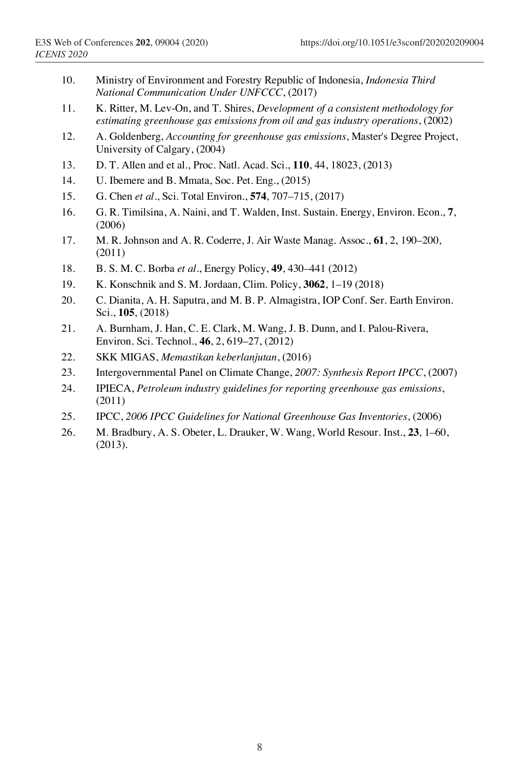10. Ministry of Environment and Forestry Republic of Indonesia, *Indonesia Third National Communication Under UNFCCC*, (2017)
11. K. Ritter, M. Lev-On, and T. Shires, *Development of a consistent methodology for estimating greenhouse gas emissions from oil and gas industry operations*, (2002)
12. A. Goldenberg, *Accounting for greenhouse gas emissions*, Master's Degree Project, University of Calgary, (2004)
13. D. T. Allen and et al., Proc. Natl. Acad. Sci., **110**, 44, 18023, (2013)
14. U. Ibemere and B. Mmata, Soc. Pet. Eng., (2015)
15. G. Chen *et al*., Sci. Total Environ., **574**, 707–715, (2017)
16. G. R. Timilsina, A. Naini, and T. Walden, Inst. Sustain. Energy, Environ. Econ., **7**, (2006)
17. M. R. Johnson and A. R. Coderre, J. Air Waste Manag. Assoc., **61**, 2, 190–200, (2011)
18. B. S. M. C. Borba *et al*., Energy Policy, **49**, 430–441 (2012)
19. K. Konschnik and S. M. Jordaan, Clim. Policy, **3062**, 1–19 (2018)
20. C. Dianita, A. H. Saputra, and M. B. P. Almagistra, IOP Conf. Ser. Earth Environ. Sci., **105**, (2018)
21. A. Burnham, J. Han, C. E. Clark, M. Wang, J. B. Dunn, and I. Palou-Rivera, Environ. Sci. Technol., **46**, 2, 619–27, (2012)
22. SKK MIGAS, *Memastikan keberlanjutan*, (2016)
23. Intergovernmental Panel on Climate Change, *2007: Synthesis Report IPCC*, (2007)
24. IPIECA, *Petroleum industry guidelines for reporting greenhouse gas emissions*, (2011)
25. IPCC, *2006 IPCC Guidelines for National Greenhouse Gas Inventories*, (2006)
26. M. Bradbury, A. S. Obeter, L. Drauker, W. Wang, World Resour. Inst., **23**, 1–60, (2013).